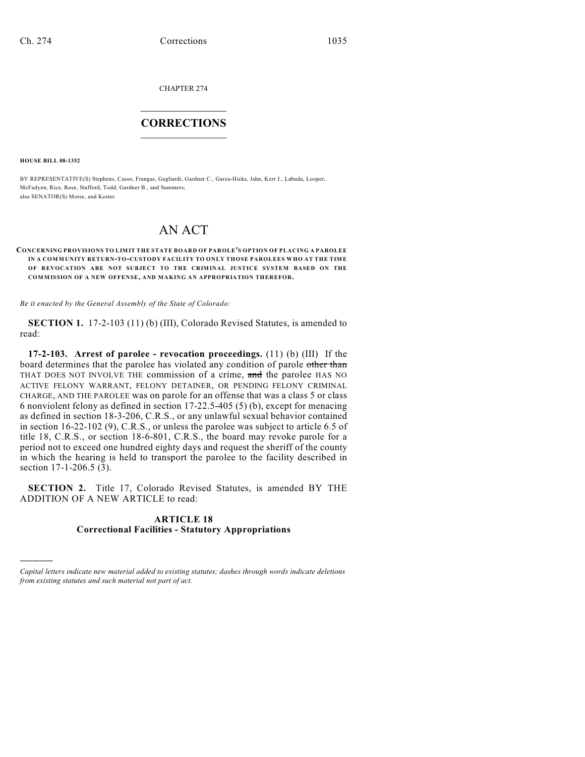CHAPTER 274

# CORRECTIONS

**HOUSE BILL 08-1352**

BY REPRESENTATIVE(S) Stephens, Casso, Frangas, Gagliardi, Gardner C., Garza-Hicks, Jahn, Kerr J., Labuda, Looper, McFadyen, Rice, Rose, Stafford, Todd, Gardner B., and Summers;
also SENATOR(S) Morse, and Kester.

# AN ACT

**CONCERNING PROVISIONS TO LIMIT THE STATE BOARD OF PAROLE'S OPTION OF PLACING A PAROLEE IN A COMMUNITY RETURN-TO-CUSTODY FACILITY TO ONLY THOSE PAROLEES WHO AT THE TIME OF REVOCATION ARE NOT SUBJECT TO THE CRIMINAL JUSTICE SYSTEM BASED ON THE COMMISSION OF A NEW OFFENSE, AND MAKING AN APPROPRIATION THEREFOR.**

*Be it enacted by the General Assembly of the State of Colorado:*

**SECTION 1.** 17-2-103 (11) (b) (III), Colorado Revised Statutes, is amended to read:

**17-2-103. Arrest of parolee - revocation proceedings.** (11) (b) (III) If the board determines that the parolee has violated any condition of parole ~~other than~~ THAT DOES NOT INVOLVE THE commission of a crime, ~~and~~ the parolee HAS NO ACTIVE FELONY WARRANT, FELONY DETAINER, OR PENDING FELONY CRIMINAL CHARGE, AND THE PAROLEE was on parole for an offense that was a class 5 or class 6 nonviolent felony as defined in section 17-22.5-405 (5) (b), except for menacing as defined in section 18-3-206, C.R.S., or any unlawful sexual behavior contained in section 16-22-102 (9), C.R.S., or unless the parolee was subject to article 6.5 of title 18, C.R.S., or section 18-6-801, C.R.S., the board may revoke parole for a period not to exceed one hundred eighty days and request the sheriff of the county in which the hearing is held to transport the parolee to the facility described in section 17-1-206.5 (3).

**SECTION 2.** Title 17, Colorado Revised Statutes, is amended BY THE ADDITION OF A NEW ARTICLE to read:

**ARTICLE 18**
**Correctional Facilities - Statutory Appropriations**

---

*Capital letters indicate new material added to existing statutes; dashes through words indicate deletions from existing statutes and such material not part of act.*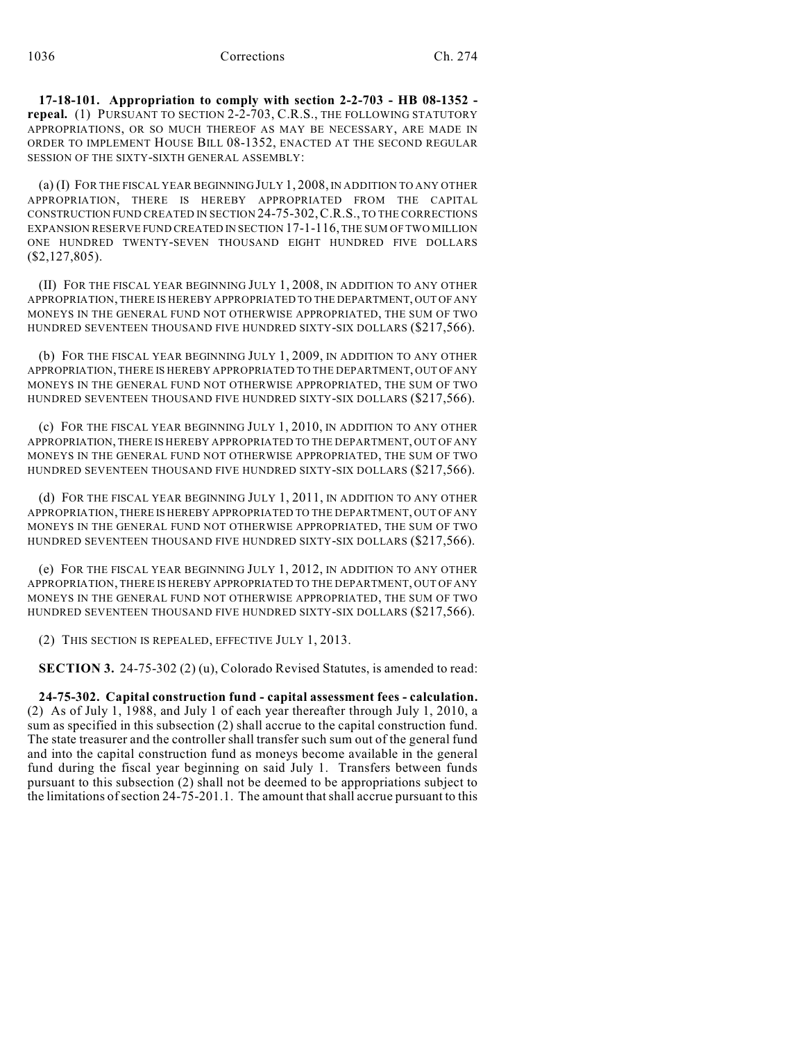**17-18-101. Appropriation to comply with section 2-2-703 - HB 08-1352 - repeal.** (1) PURSUANT TO SECTION 2-2-703, C.R.S., THE FOLLOWING STATUTORY APPROPRIATIONS, OR SO MUCH THEREOF AS MAY BE NECESSARY, ARE MADE IN ORDER TO IMPLEMENT HOUSE BILL 08-1352, ENACTED AT THE SECOND REGULAR SESSION OF THE SIXTY-SIXTH GENERAL ASSEMBLY:

(a) (I) FOR THE FISCAL YEAR BEGINNING JULY 1, 2008, IN ADDITION TO ANY OTHER APPROPRIATION, THERE IS HEREBY APPROPRIATED FROM THE CAPITAL CONSTRUCTION FUND CREATED IN SECTION 24-75-302, C.R.S., TO THE CORRECTIONS EXPANSION RESERVE FUND CREATED IN SECTION 17-1-116, THE SUM OF TWO MILLION ONE HUNDRED TWENTY-SEVEN THOUSAND EIGHT HUNDRED FIVE DOLLARS ($2,127,805).

(II) FOR THE FISCAL YEAR BEGINNING JULY 1, 2008, IN ADDITION TO ANY OTHER APPROPRIATION, THERE IS HEREBY APPROPRIATED TO THE DEPARTMENT, OUT OF ANY MONEYS IN THE GENERAL FUND NOT OTHERWISE APPROPRIATED, THE SUM OF TWO HUNDRED SEVENTEEN THOUSAND FIVE HUNDRED SIXTY-SIX DOLLARS ($217,566).

(b) FOR THE FISCAL YEAR BEGINNING JULY 1, 2009, IN ADDITION TO ANY OTHER APPROPRIATION, THERE IS HEREBY APPROPRIATED TO THE DEPARTMENT, OUT OF ANY MONEYS IN THE GENERAL FUND NOT OTHERWISE APPROPRIATED, THE SUM OF TWO HUNDRED SEVENTEEN THOUSAND FIVE HUNDRED SIXTY-SIX DOLLARS ($217,566).

(c) FOR THE FISCAL YEAR BEGINNING JULY 1, 2010, IN ADDITION TO ANY OTHER APPROPRIATION, THERE IS HEREBY APPROPRIATED TO THE DEPARTMENT, OUT OF ANY MONEYS IN THE GENERAL FUND NOT OTHERWISE APPROPRIATED, THE SUM OF TWO HUNDRED SEVENTEEN THOUSAND FIVE HUNDRED SIXTY-SIX DOLLARS ($217,566).

(d) FOR THE FISCAL YEAR BEGINNING JULY 1, 2011, IN ADDITION TO ANY OTHER APPROPRIATION, THERE IS HEREBY APPROPRIATED TO THE DEPARTMENT, OUT OF ANY MONEYS IN THE GENERAL FUND NOT OTHERWISE APPROPRIATED, THE SUM OF TWO HUNDRED SEVENTEEN THOUSAND FIVE HUNDRED SIXTY-SIX DOLLARS ($217,566).

(e) FOR THE FISCAL YEAR BEGINNING JULY 1, 2012, IN ADDITION TO ANY OTHER APPROPRIATION, THERE IS HEREBY APPROPRIATED TO THE DEPARTMENT, OUT OF ANY MONEYS IN THE GENERAL FUND NOT OTHERWISE APPROPRIATED, THE SUM OF TWO HUNDRED SEVENTEEN THOUSAND FIVE HUNDRED SIXTY-SIX DOLLARS ($217,566).

(2) THIS SECTION IS REPEALED, EFFECTIVE JULY 1, 2013.

**SECTION 3.** 24-75-302 (2) (u), Colorado Revised Statutes, is amended to read:

**24-75-302. Capital construction fund - capital assessment fees - calculation.** (2) As of July 1, 1988, and July 1 of each year thereafter through July 1, 2010, a sum as specified in this subsection (2) shall accrue to the capital construction fund. The state treasurer and the controller shall transfer such sum out of the general fund and into the capital construction fund as moneys become available in the general fund during the fiscal year beginning on said July 1. Transfers between funds pursuant to this subsection (2) shall not be deemed to be appropriations subject to the limitations of section 24-75-201.1. The amount that shall accrue pursuant to this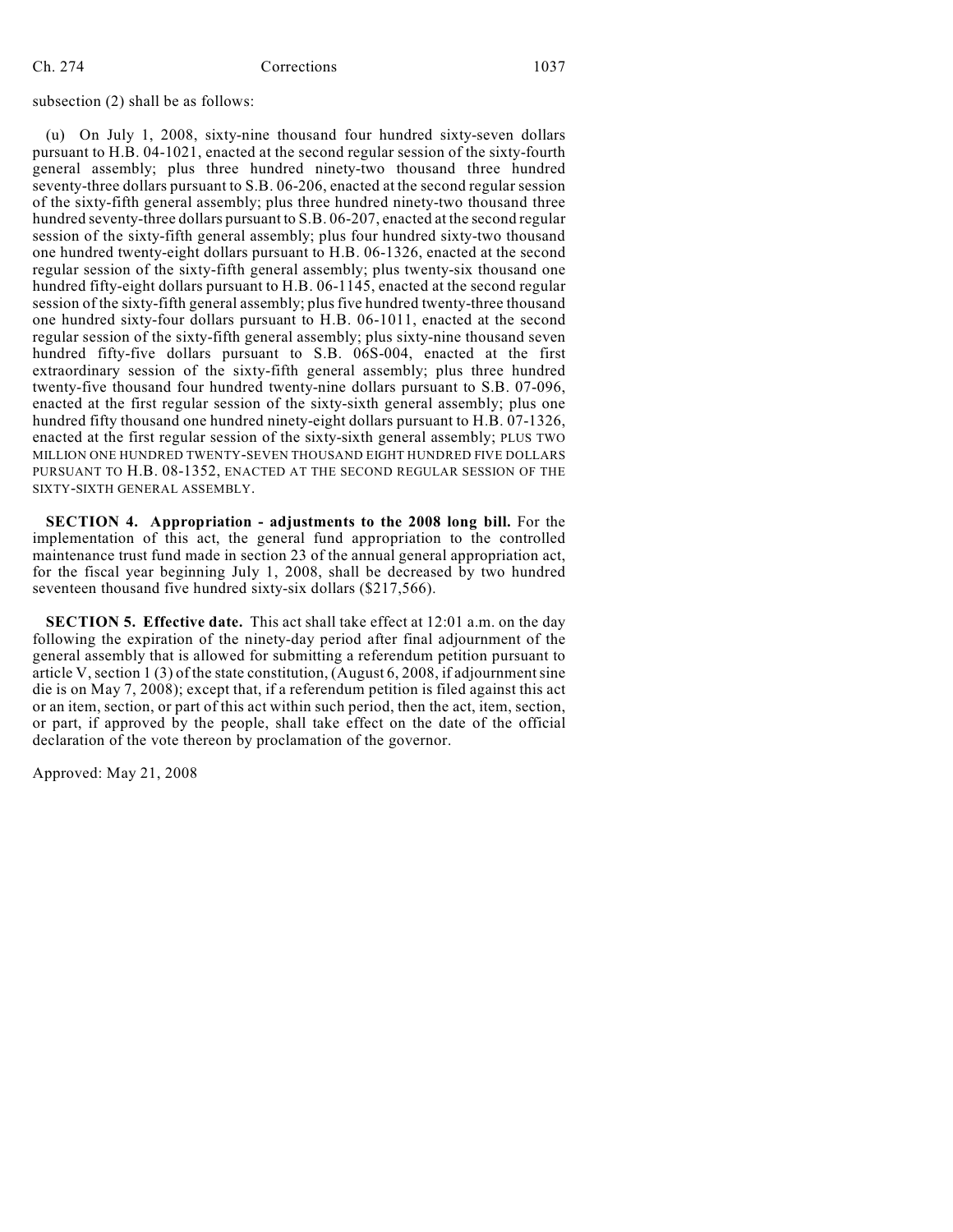subsection (2) shall be as follows:

(u) On July 1, 2008, sixty-nine thousand four hundred sixty-seven dollars pursuant to H.B. 04-1021, enacted at the second regular session of the sixty-fourth general assembly; plus three hundred ninety-two thousand three hundred seventy-three dollars pursuant to S.B. 06-206, enacted at the second regular session of the sixty-fifth general assembly; plus three hundred ninety-two thousand three hundred seventy-three dollars pursuant to S.B. 06-207, enacted at the second regular session of the sixty-fifth general assembly; plus four hundred sixty-two thousand one hundred twenty-eight dollars pursuant to H.B. 06-1326, enacted at the second regular session of the sixty-fifth general assembly; plus twenty-six thousand one hundred fifty-eight dollars pursuant to H.B. 06-1145, enacted at the second regular session of the sixty-fifth general assembly; plus five hundred twenty-three thousand one hundred sixty-four dollars pursuant to H.B. 06-1011, enacted at the second regular session of the sixty-fifth general assembly; plus sixty-nine thousand seven hundred fifty-five dollars pursuant to S.B. 06S-004, enacted at the first extraordinary session of the sixty-fifth general assembly; plus three hundred twenty-five thousand four hundred twenty-nine dollars pursuant to S.B. 07-096, enacted at the first regular session of the sixty-sixth general assembly; plus one hundred fifty thousand one hundred ninety-eight dollars pursuant to H.B. 07-1326, enacted at the first regular session of the sixty-sixth general assembly; PLUS TWO MILLION ONE HUNDRED TWENTY-SEVEN THOUSAND EIGHT HUNDRED FIVE DOLLARS PURSUANT TO H.B. 08-1352, ENACTED AT THE SECOND REGULAR SESSION OF THE SIXTY-SIXTH GENERAL ASSEMBLY.

**SECTION 4. Appropriation - adjustments to the 2008 long bill.** For the implementation of this act, the general fund appropriation to the controlled maintenance trust fund made in section 23 of the annual general appropriation act, for the fiscal year beginning July 1, 2008, shall be decreased by two hundred seventeen thousand five hundred sixty-six dollars ($217,566).

**SECTION 5. Effective date.** This act shall take effect at 12:01 a.m. on the day following the expiration of the ninety-day period after final adjournment of the general assembly that is allowed for submitting a referendum petition pursuant to article V, section 1 (3) of the state constitution, (August 6, 2008, if adjournment sine die is on May 7, 2008); except that, if a referendum petition is filed against this act or an item, section, or part of this act within such period, then the act, item, section, or part, if approved by the people, shall take effect on the date of the official declaration of the vote thereon by proclamation of the governor.

Approved: May 21, 2008